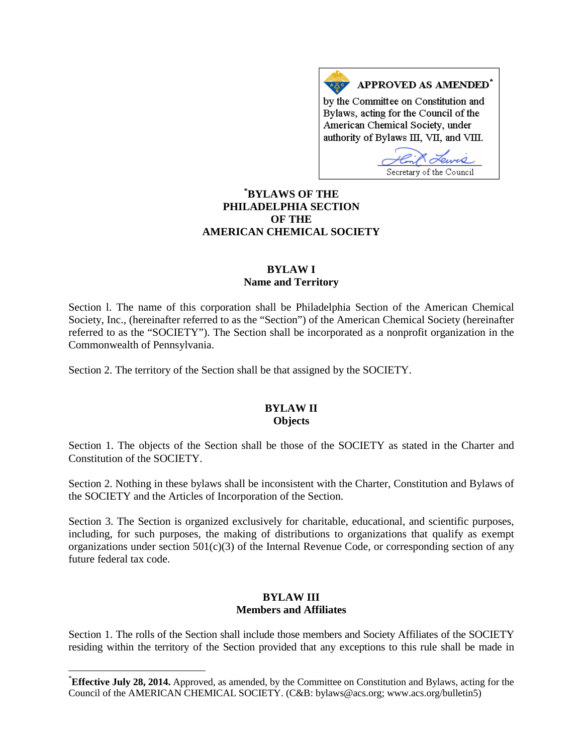APPROVED AS AMENDED[*]

by the Committee on Constitution and Bylaws, acting for the Council of the American Chemical Society, under authority of Bylaws III, VII, and VIII.

Secretary of the Council

# [*]BYLAWS OF THE PHILADELPHIA SECTION OF THE AMERICAN CHEMICAL SOCIETY

## BYLAW I
## Name and Territory

Section l. The name of this corporation shall be Philadelphia Section of the American Chemical Society, Inc., (hereinafter referred to as the "Section") of the American Chemical Society (hereinafter referred to as the "SOCIETY"). The Section shall be incorporated as a nonprofit organization in the Commonwealth of Pennsylvania.

Section 2. The territory of the Section shall be that assigned by the SOCIETY.

## BYLAW II
## Objects

Section 1. The objects of the Section shall be those of the SOCIETY as stated in the Charter and Constitution of the SOCIETY.

Section 2. Nothing in these bylaws shall be inconsistent with the Charter, Constitution and Bylaws of the SOCIETY and the Articles of Incorporation of the Section.

Section 3. The Section is organized exclusively for charitable, educational, and scientific purposes, including, for such purposes, the making of distributions to organizations that qualify as exempt organizations under section 501(c)(3) of the Internal Revenue Code, or corresponding section of any future federal tax code.

## BYLAW III
## Members and Affiliates

Section 1. The rolls of the Section shall include those members and Society Affiliates of the SOCIETY residing within the territory of the Section provided that any exceptions to this rule shall be made in

---

[*]**Effective July 28, 2014.** Approved, as amended, by the Committee on Constitution and Bylaws, acting for the Council of the AMERICAN CHEMICAL SOCIETY. (C&B: bylaws@acs.org; www.acs.org/bulletin5)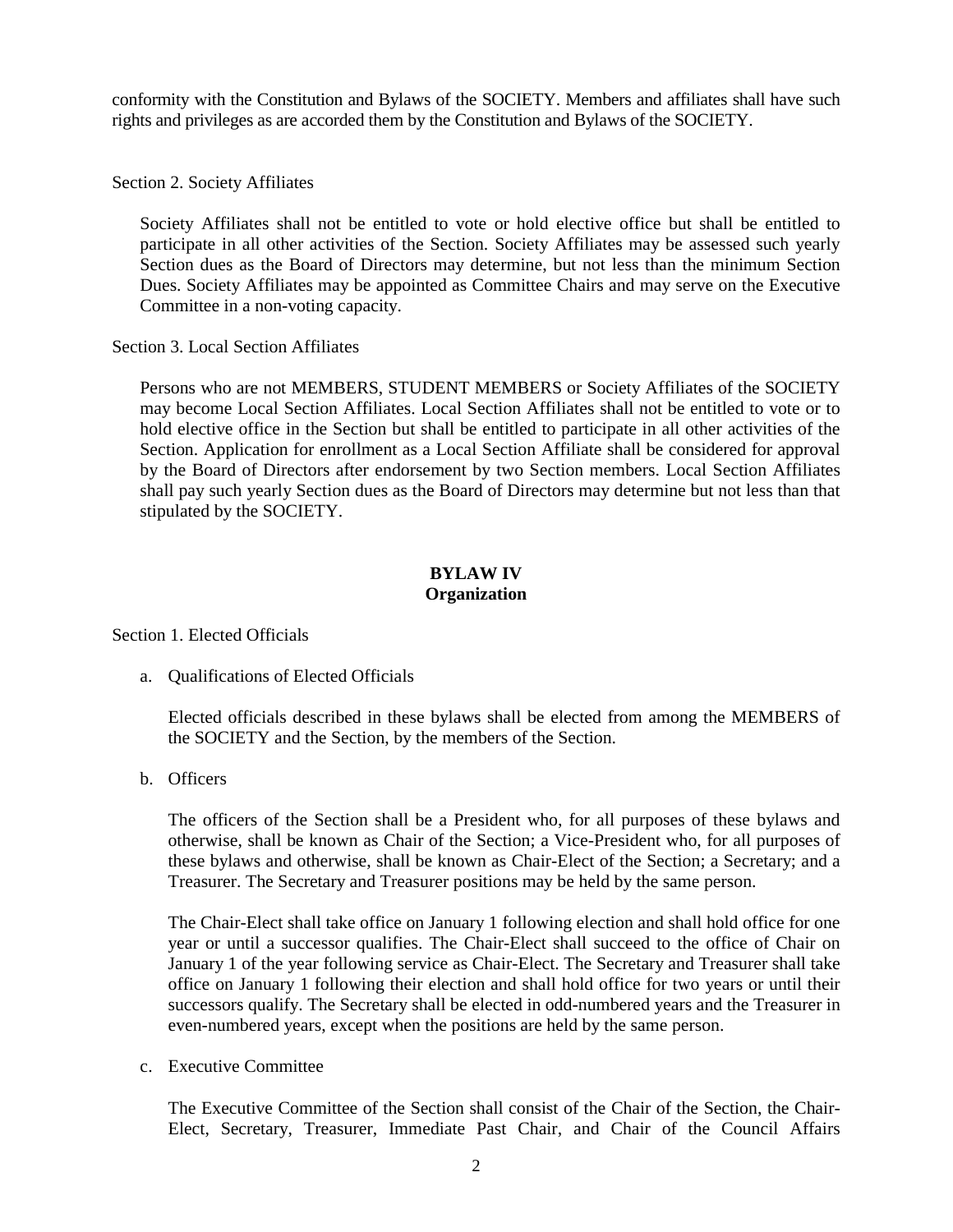conformity with the Constitution and Bylaws of the SOCIETY. Members and affiliates shall have such rights and privileges as are accorded them by the Constitution and Bylaws of the SOCIETY.

Section 2. Society Affiliates

Society Affiliates shall not be entitled to vote or hold elective office but shall be entitled to participate in all other activities of the Section. Society Affiliates may be assessed such yearly Section dues as the Board of Directors may determine, but not less than the minimum Section Dues. Society Affiliates may be appointed as Committee Chairs and may serve on the Executive Committee in a non-voting capacity.

Section 3. Local Section Affiliates

Persons who are not MEMBERS, STUDENT MEMBERS or Society Affiliates of the SOCIETY may become Local Section Affiliates. Local Section Affiliates shall not be entitled to vote or to hold elective office in the Section but shall be entitled to participate in all other activities of the Section. Application for enrollment as a Local Section Affiliate shall be considered for approval by the Board of Directors after endorsement by two Section members. Local Section Affiliates shall pay such yearly Section dues as the Board of Directors may determine but not less than that stipulated by the SOCIETY.

## BYLAW IV
## Organization

Section 1. Elected Officials

a. Qualifications of Elected Officials

   Elected officials described in these bylaws shall be elected from among the MEMBERS of the SOCIETY and the Section, by the members of the Section.

b. Officers

   The officers of the Section shall be a President who, for all purposes of these bylaws and otherwise, shall be known as Chair of the Section; a Vice-President who, for all purposes of these bylaws and otherwise, shall be known as Chair-Elect of the Section; a Secretary; and a Treasurer. The Secretary and Treasurer positions may be held by the same person.

   The Chair-Elect shall take office on January 1 following election and shall hold office for one year or until a successor qualifies. The Chair-Elect shall succeed to the office of Chair on January 1 of the year following service as Chair-Elect. The Secretary and Treasurer shall take office on January 1 following their election and shall hold office for two years or until their successors qualify. The Secretary shall be elected in odd-numbered years and the Treasurer in even-numbered years, except when the positions are held by the same person.

c. Executive Committee

   The Executive Committee of the Section shall consist of the Chair of the Section, the Chair-Elect, Secretary, Treasurer, Immediate Past Chair, and Chair of the Council Affairs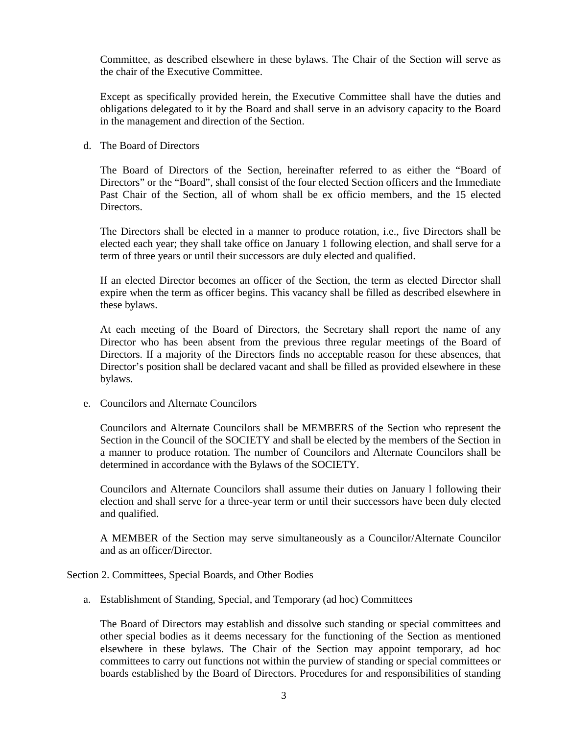Committee, as described elsewhere in these bylaws. The Chair of the Section will serve as the chair of the Executive Committee.

Except as specifically provided herein, the Executive Committee shall have the duties and obligations delegated to it by the Board and shall serve in an advisory capacity to the Board in the management and direction of the Section.

d. The Board of Directors

The Board of Directors of the Section, hereinafter referred to as either the "Board of Directors" or the "Board", shall consist of the four elected Section officers and the Immediate Past Chair of the Section, all of whom shall be ex officio members, and the 15 elected Directors.

The Directors shall be elected in a manner to produce rotation, i.e., five Directors shall be elected each year; they shall take office on January 1 following election, and shall serve for a term of three years or until their successors are duly elected and qualified.

If an elected Director becomes an officer of the Section, the term as elected Director shall expire when the term as officer begins. This vacancy shall be filled as described elsewhere in these bylaws.

At each meeting of the Board of Directors, the Secretary shall report the name of any Director who has been absent from the previous three regular meetings of the Board of Directors. If a majority of the Directors finds no acceptable reason for these absences, that Director's position shall be declared vacant and shall be filled as provided elsewhere in these bylaws.

e. Councilors and Alternate Councilors

Councilors and Alternate Councilors shall be MEMBERS of the Section who represent the Section in the Council of the SOCIETY and shall be elected by the members of the Section in a manner to produce rotation. The number of Councilors and Alternate Councilors shall be determined in accordance with the Bylaws of the SOCIETY.

Councilors and Alternate Councilors shall assume their duties on January l following their election and shall serve for a three-year term or until their successors have been duly elected and qualified.

A MEMBER of the Section may serve simultaneously as a Councilor/Alternate Councilor and as an officer/Director.

Section 2. Committees, Special Boards, and Other Bodies

a. Establishment of Standing, Special, and Temporary (ad hoc) Committees

The Board of Directors may establish and dissolve such standing or special committees and other special bodies as it deems necessary for the functioning of the Section as mentioned elsewhere in these bylaws. The Chair of the Section may appoint temporary, ad hoc committees to carry out functions not within the purview of standing or special committees or boards established by the Board of Directors. Procedures for and responsibilities of standing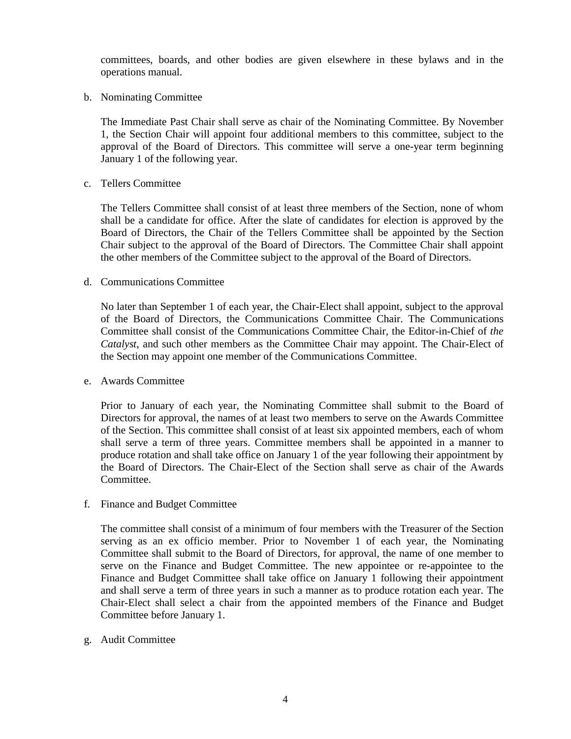committees, boards, and other bodies are given elsewhere in these bylaws and in the operations manual.

b. Nominating Committee

   The Immediate Past Chair shall serve as chair of the Nominating Committee. By November 1, the Section Chair will appoint four additional members to this committee, subject to the approval of the Board of Directors. This committee will serve a one-year term beginning January 1 of the following year.

c. Tellers Committee

   The Tellers Committee shall consist of at least three members of the Section, none of whom shall be a candidate for office. After the slate of candidates for election is approved by the Board of Directors, the Chair of the Tellers Committee shall be appointed by the Section Chair subject to the approval of the Board of Directors. The Committee Chair shall appoint the other members of the Committee subject to the approval of the Board of Directors.

d. Communications Committee

   No later than September 1 of each year, the Chair-Elect shall appoint, subject to the approval of the Board of Directors, the Communications Committee Chair. The Communications Committee shall consist of the Communications Committee Chair, the Editor-in-Chief of *the Catalyst*, and such other members as the Committee Chair may appoint. The Chair-Elect of the Section may appoint one member of the Communications Committee.

e. Awards Committee

   Prior to January of each year, the Nominating Committee shall submit to the Board of Directors for approval, the names of at least two members to serve on the Awards Committee of the Section. This committee shall consist of at least six appointed members, each of whom shall serve a term of three years. Committee members shall be appointed in a manner to produce rotation and shall take office on January 1 of the year following their appointment by the Board of Directors. The Chair-Elect of the Section shall serve as chair of the Awards Committee.

f. Finance and Budget Committee

   The committee shall consist of a minimum of four members with the Treasurer of the Section serving as an ex officio member. Prior to November 1 of each year, the Nominating Committee shall submit to the Board of Directors, for approval, the name of one member to serve on the Finance and Budget Committee. The new appointee or re-appointee to the Finance and Budget Committee shall take office on January 1 following their appointment and shall serve a term of three years in such a manner as to produce rotation each year. The Chair-Elect shall select a chair from the appointed members of the Finance and Budget Committee before January 1.

g. Audit Committee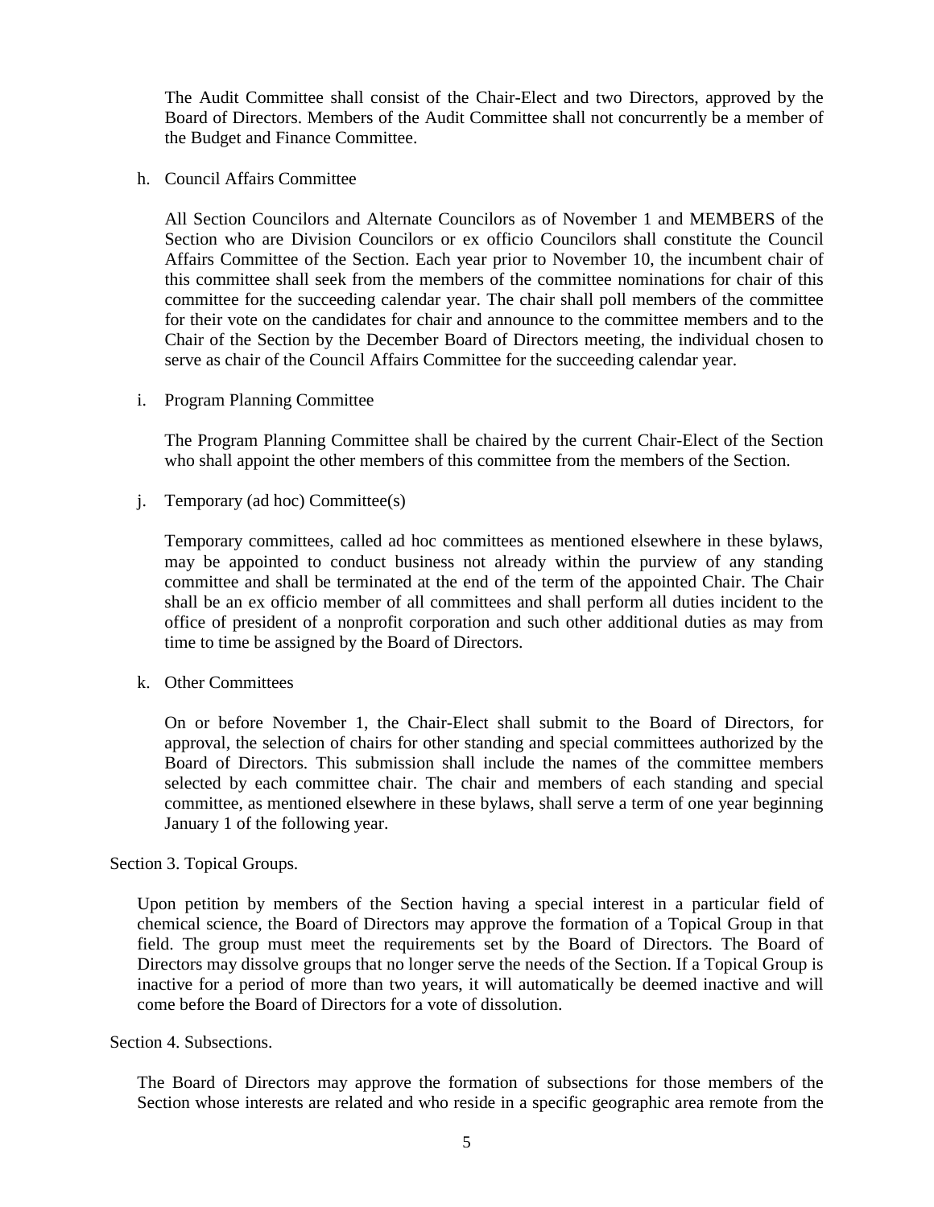The Audit Committee shall consist of the Chair-Elect and two Directors, approved by the Board of Directors. Members of the Audit Committee shall not concurrently be a member of the Budget and Finance Committee.

h. Council Affairs Committee

All Section Councilors and Alternate Councilors as of November 1 and MEMBERS of the Section who are Division Councilors or ex officio Councilors shall constitute the Council Affairs Committee of the Section. Each year prior to November 10, the incumbent chair of this committee shall seek from the members of the committee nominations for chair of this committee for the succeeding calendar year. The chair shall poll members of the committee for their vote on the candidates for chair and announce to the committee members and to the Chair of the Section by the December Board of Directors meeting, the individual chosen to serve as chair of the Council Affairs Committee for the succeeding calendar year.

i. Program Planning Committee

The Program Planning Committee shall be chaired by the current Chair-Elect of the Section who shall appoint the other members of this committee from the members of the Section.

j. Temporary (ad hoc) Committee(s)

Temporary committees, called ad hoc committees as mentioned elsewhere in these bylaws, may be appointed to conduct business not already within the purview of any standing committee and shall be terminated at the end of the term of the appointed Chair. The Chair shall be an ex officio member of all committees and shall perform all duties incident to the office of president of a nonprofit corporation and such other additional duties as may from time to time be assigned by the Board of Directors.

k. Other Committees

On or before November 1, the Chair-Elect shall submit to the Board of Directors, for approval, the selection of chairs for other standing and special committees authorized by the Board of Directors. This submission shall include the names of the committee members selected by each committee chair. The chair and members of each standing and special committee, as mentioned elsewhere in these bylaws, shall serve a term of one year beginning January 1 of the following year.

Section 3. Topical Groups.

Upon petition by members of the Section having a special interest in a particular field of chemical science, the Board of Directors may approve the formation of a Topical Group in that field. The group must meet the requirements set by the Board of Directors. The Board of Directors may dissolve groups that no longer serve the needs of the Section. If a Topical Group is inactive for a period of more than two years, it will automatically be deemed inactive and will come before the Board of Directors for a vote of dissolution.

Section 4. Subsections.

The Board of Directors may approve the formation of subsections for those members of the Section whose interests are related and who reside in a specific geographic area remote from the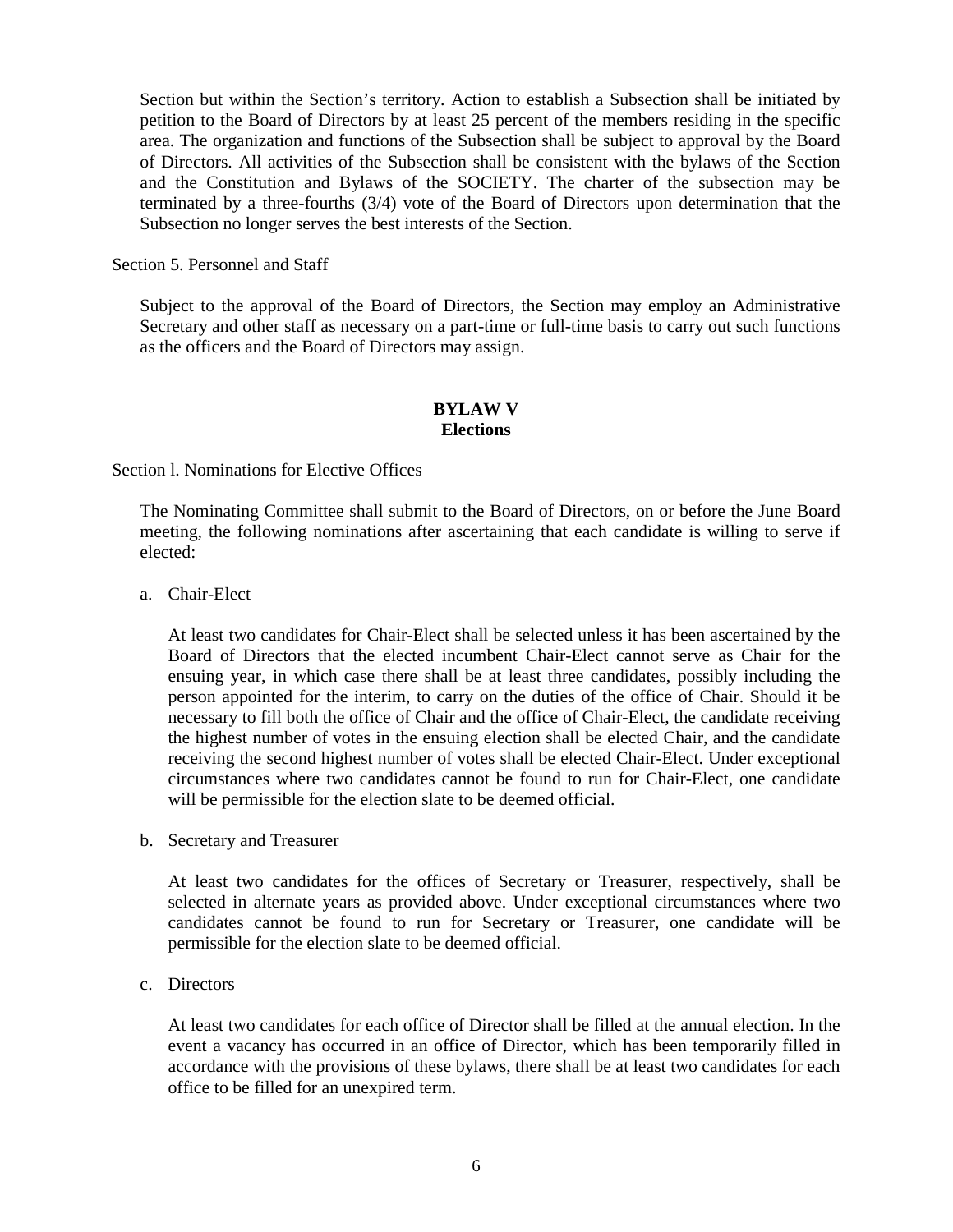Section but within the Section's territory. Action to establish a Subsection shall be initiated by petition to the Board of Directors by at least 25 percent of the members residing in the specific area. The organization and functions of the Subsection shall be subject to approval by the Board of Directors. All activities of the Subsection shall be consistent with the bylaws of the Section and the Constitution and Bylaws of the SOCIETY. The charter of the subsection may be terminated by a three-fourths (3/4) vote of the Board of Directors upon determination that the Subsection no longer serves the best interests of the Section.

Section 5. Personnel and Staff

Subject to the approval of the Board of Directors, the Section may employ an Administrative Secretary and other staff as necessary on a part-time or full-time basis to carry out such functions as the officers and the Board of Directors may assign.

## BYLAW V
## Elections

Section l. Nominations for Elective Offices

The Nominating Committee shall submit to the Board of Directors, on or before the June Board meeting, the following nominations after ascertaining that each candidate is willing to serve if elected:

a. Chair-Elect

At least two candidates for Chair-Elect shall be selected unless it has been ascertained by the Board of Directors that the elected incumbent Chair-Elect cannot serve as Chair for the ensuing year, in which case there shall be at least three candidates, possibly including the person appointed for the interim, to carry on the duties of the office of Chair. Should it be necessary to fill both the office of Chair and the office of Chair-Elect, the candidate receiving the highest number of votes in the ensuing election shall be elected Chair, and the candidate receiving the second highest number of votes shall be elected Chair-Elect. Under exceptional circumstances where two candidates cannot be found to run for Chair-Elect, one candidate will be permissible for the election slate to be deemed official.

b. Secretary and Treasurer

At least two candidates for the offices of Secretary or Treasurer, respectively, shall be selected in alternate years as provided above. Under exceptional circumstances where two candidates cannot be found to run for Secretary or Treasurer, one candidate will be permissible for the election slate to be deemed official.

c. Directors

At least two candidates for each office of Director shall be filled at the annual election. In the event a vacancy has occurred in an office of Director, which has been temporarily filled in accordance with the provisions of these bylaws, there shall be at least two candidates for each office to be filled for an unexpired term.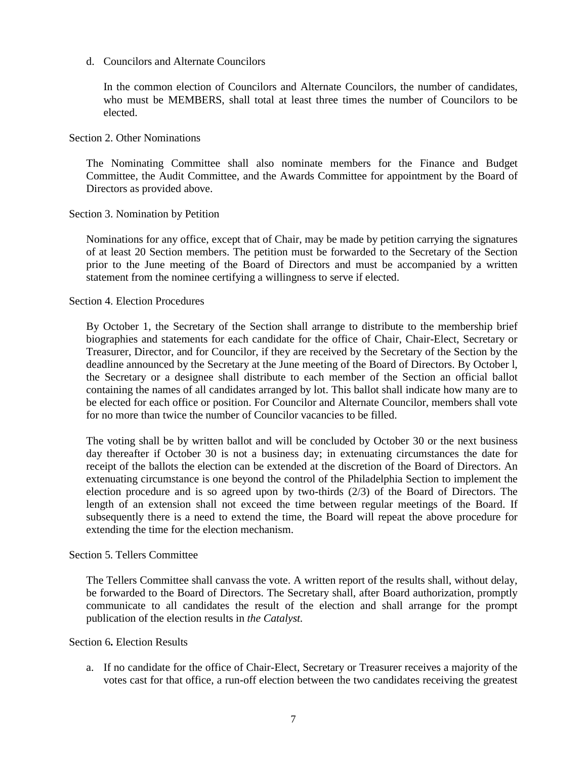d. Councilors and Alternate Councilors

   In the common election of Councilors and Alternate Councilors, the number of candidates, who must be MEMBERS, shall total at least three times the number of Councilors to be elected.

Section 2. Other Nominations

The Nominating Committee shall also nominate members for the Finance and Budget Committee, the Audit Committee, and the Awards Committee for appointment by the Board of Directors as provided above.

Section 3. Nomination by Petition

Nominations for any office, except that of Chair, may be made by petition carrying the signatures of at least 20 Section members. The petition must be forwarded to the Secretary of the Section prior to the June meeting of the Board of Directors and must be accompanied by a written statement from the nominee certifying a willingness to serve if elected.

Section 4. Election Procedures

By October 1, the Secretary of the Section shall arrange to distribute to the membership brief biographies and statements for each candidate for the office of Chair, Chair-Elect, Secretary or Treasurer, Director, and for Councilor, if they are received by the Secretary of the Section by the deadline announced by the Secretary at the June meeting of the Board of Directors. By October l, the Secretary or a designee shall distribute to each member of the Section an official ballot containing the names of all candidates arranged by lot. This ballot shall indicate how many are to be elected for each office or position. For Councilor and Alternate Councilor, members shall vote for no more than twice the number of Councilor vacancies to be filled.

The voting shall be by written ballot and will be concluded by October 30 or the next business day thereafter if October 30 is not a business day; in extenuating circumstances the date for receipt of the ballots the election can be extended at the discretion of the Board of Directors. An extenuating circumstance is one beyond the control of the Philadelphia Section to implement the election procedure and is so agreed upon by two-thirds (2/3) of the Board of Directors. The length of an extension shall not exceed the time between regular meetings of the Board. If subsequently there is a need to extend the time, the Board will repeat the above procedure for extending the time for the election mechanism.

Section 5. Tellers Committee

The Tellers Committee shall canvass the vote. A written report of the results shall, without delay, be forwarded to the Board of Directors. The Secretary shall, after Board authorization, promptly communicate to all candidates the result of the election and shall arrange for the prompt publication of the election results in *the Catalyst.*

Section 6**.** Election Results

a. If no candidate for the office of Chair-Elect, Secretary or Treasurer receives a majority of the votes cast for that office, a run-off election between the two candidates receiving the greatest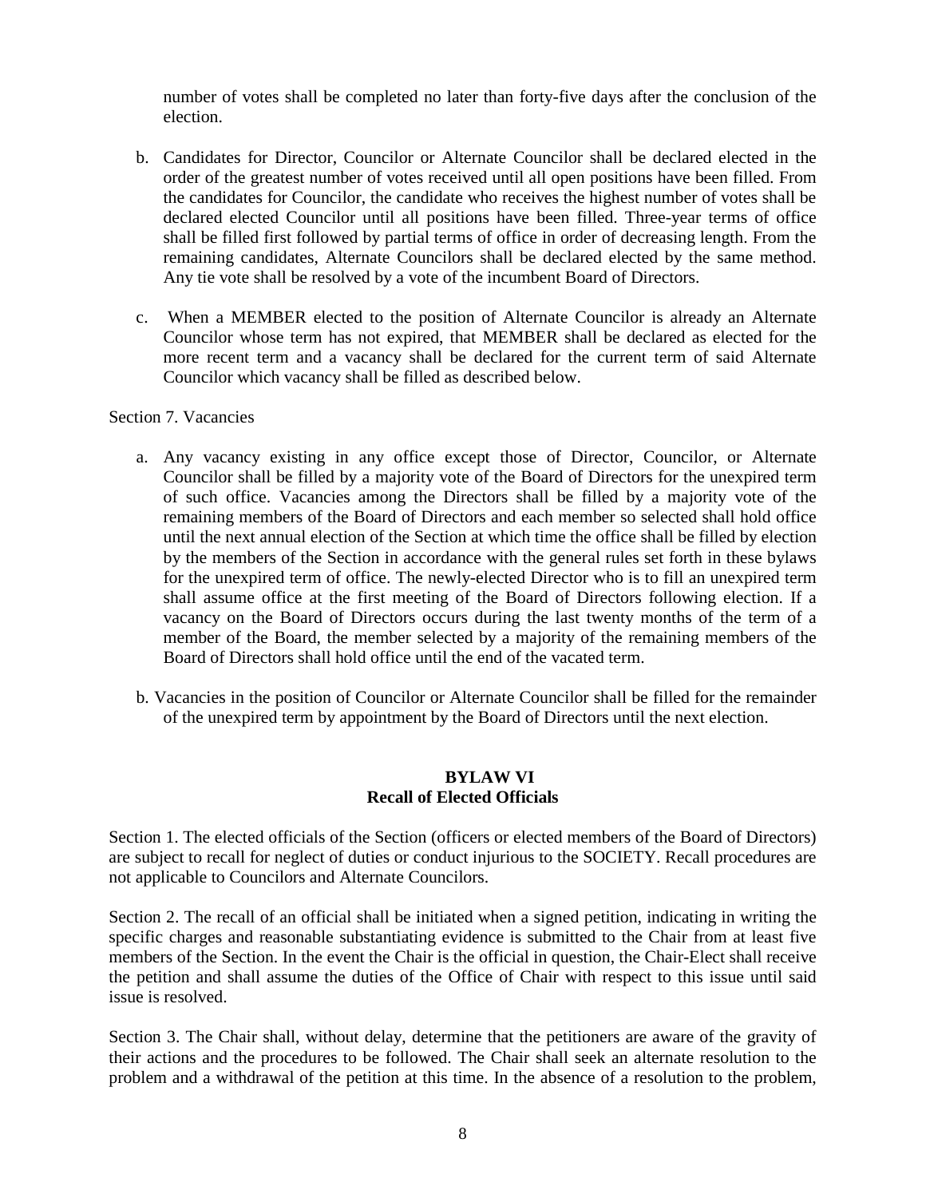number of votes shall be completed no later than forty-five days after the conclusion of the election.

b. Candidates for Director, Councilor or Alternate Councilor shall be declared elected in the order of the greatest number of votes received until all open positions have been filled. From the candidates for Councilor, the candidate who receives the highest number of votes shall be declared elected Councilor until all positions have been filled. Three-year terms of office shall be filled first followed by partial terms of office in order of decreasing length. From the remaining candidates, Alternate Councilors shall be declared elected by the same method. Any tie vote shall be resolved by a vote of the incumbent Board of Directors.

c. When a MEMBER elected to the position of Alternate Councilor is already an Alternate Councilor whose term has not expired, that MEMBER shall be declared as elected for the more recent term and a vacancy shall be declared for the current term of said Alternate Councilor which vacancy shall be filled as described below.

Section 7. Vacancies

a. Any vacancy existing in any office except those of Director, Councilor, or Alternate Councilor shall be filled by a majority vote of the Board of Directors for the unexpired term of such office. Vacancies among the Directors shall be filled by a majority vote of the remaining members of the Board of Directors and each member so selected shall hold office until the next annual election of the Section at which time the office shall be filled by election by the members of the Section in accordance with the general rules set forth in these bylaws for the unexpired term of office. The newly-elected Director who is to fill an unexpired term shall assume office at the first meeting of the Board of Directors following election. If a vacancy on the Board of Directors occurs during the last twenty months of the term of a member of the Board, the member selected by a majority of the remaining members of the Board of Directors shall hold office until the end of the vacated term.

b. Vacancies in the position of Councilor or Alternate Councilor shall be filled for the remainder of the unexpired term by appointment by the Board of Directors until the next election.

## BYLAW VI
## Recall of Elected Officials

Section 1. The elected officials of the Section (officers or elected members of the Board of Directors) are subject to recall for neglect of duties or conduct injurious to the SOCIETY. Recall procedures are not applicable to Councilors and Alternate Councilors.

Section 2. The recall of an official shall be initiated when a signed petition, indicating in writing the specific charges and reasonable substantiating evidence is submitted to the Chair from at least five members of the Section. In the event the Chair is the official in question, the Chair-Elect shall receive the petition and shall assume the duties of the Office of Chair with respect to this issue until said issue is resolved.

Section 3. The Chair shall, without delay, determine that the petitioners are aware of the gravity of their actions and the procedures to be followed. The Chair shall seek an alternate resolution to the problem and a withdrawal of the petition at this time. In the absence of a resolution to the problem,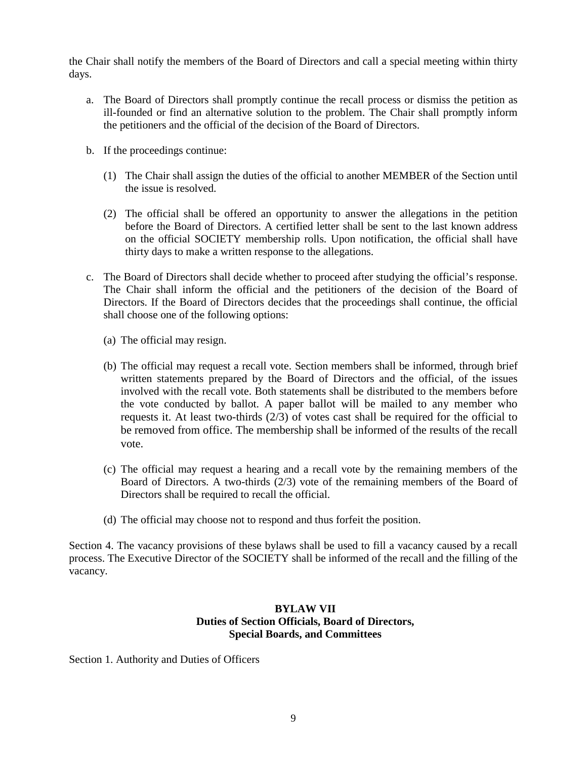the Chair shall notify the members of the Board of Directors and call a special meeting within thirty days.

a. The Board of Directors shall promptly continue the recall process or dismiss the petition as ill-founded or find an alternative solution to the problem. The Chair shall promptly inform the petitioners and the official of the decision of the Board of Directors.

b. If the proceedings continue:

   (1) The Chair shall assign the duties of the official to another MEMBER of the Section until the issue is resolved.

   (2) The official shall be offered an opportunity to answer the allegations in the petition before the Board of Directors. A certified letter shall be sent to the last known address on the official SOCIETY membership rolls. Upon notification, the official shall have thirty days to make a written response to the allegations.

c. The Board of Directors shall decide whether to proceed after studying the official's response. The Chair shall inform the official and the petitioners of the decision of the Board of Directors. If the Board of Directors decides that the proceedings shall continue, the official shall choose one of the following options:

   (a) The official may resign.

   (b) The official may request a recall vote. Section members shall be informed, through brief written statements prepared by the Board of Directors and the official, of the issues involved with the recall vote. Both statements shall be distributed to the members before the vote conducted by ballot. A paper ballot will be mailed to any member who requests it. At least two-thirds (2/3) of votes cast shall be required for the official to be removed from office. The membership shall be informed of the results of the recall vote.

   (c) The official may request a hearing and a recall vote by the remaining members of the Board of Directors. A two-thirds (2/3) vote of the remaining members of the Board of Directors shall be required to recall the official.

   (d) The official may choose not to respond and thus forfeit the position.

Section 4. The vacancy provisions of these bylaws shall be used to fill a vacancy caused by a recall process. The Executive Director of the SOCIETY shall be informed of the recall and the filling of the vacancy.

## BYLAW VII
## Duties of Section Officials, Board of Directors, Special Boards, and Committees

Section 1. Authority and Duties of Officers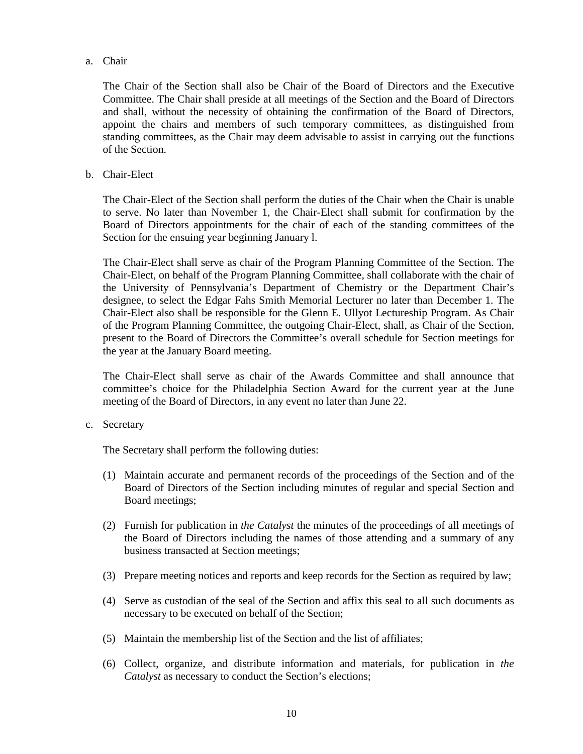a. Chair

The Chair of the Section shall also be Chair of the Board of Directors and the Executive Committee. The Chair shall preside at all meetings of the Section and the Board of Directors and shall, without the necessity of obtaining the confirmation of the Board of Directors, appoint the chairs and members of such temporary committees, as distinguished from standing committees, as the Chair may deem advisable to assist in carrying out the functions of the Section.

b. Chair-Elect

The Chair-Elect of the Section shall perform the duties of the Chair when the Chair is unable to serve. No later than November 1, the Chair-Elect shall submit for confirmation by the Board of Directors appointments for the chair of each of the standing committees of the Section for the ensuing year beginning January l.

The Chair-Elect shall serve as chair of the Program Planning Committee of the Section. The Chair-Elect, on behalf of the Program Planning Committee, shall collaborate with the chair of the University of Pennsylvania's Department of Chemistry or the Department Chair's designee, to select the Edgar Fahs Smith Memorial Lecturer no later than December 1. The Chair-Elect also shall be responsible for the Glenn E. Ullyot Lectureship Program. As Chair of the Program Planning Committee, the outgoing Chair-Elect, shall, as Chair of the Section, present to the Board of Directors the Committee's overall schedule for Section meetings for the year at the January Board meeting.

The Chair-Elect shall serve as chair of the Awards Committee and shall announce that committee's choice for the Philadelphia Section Award for the current year at the June meeting of the Board of Directors, in any event no later than June 22.

c. Secretary

The Secretary shall perform the following duties:

(1) Maintain accurate and permanent records of the proceedings of the Section and of the Board of Directors of the Section including minutes of regular and special Section and Board meetings;

(2) Furnish for publication in *the Catalyst* the minutes of the proceedings of all meetings of the Board of Directors including the names of those attending and a summary of any business transacted at Section meetings;

(3) Prepare meeting notices and reports and keep records for the Section as required by law;

(4) Serve as custodian of the seal of the Section and affix this seal to all such documents as necessary to be executed on behalf of the Section;

(5) Maintain the membership list of the Section and the list of affiliates;

(6) Collect, organize, and distribute information and materials, for publication in *the Catalyst* as necessary to conduct the Section's elections;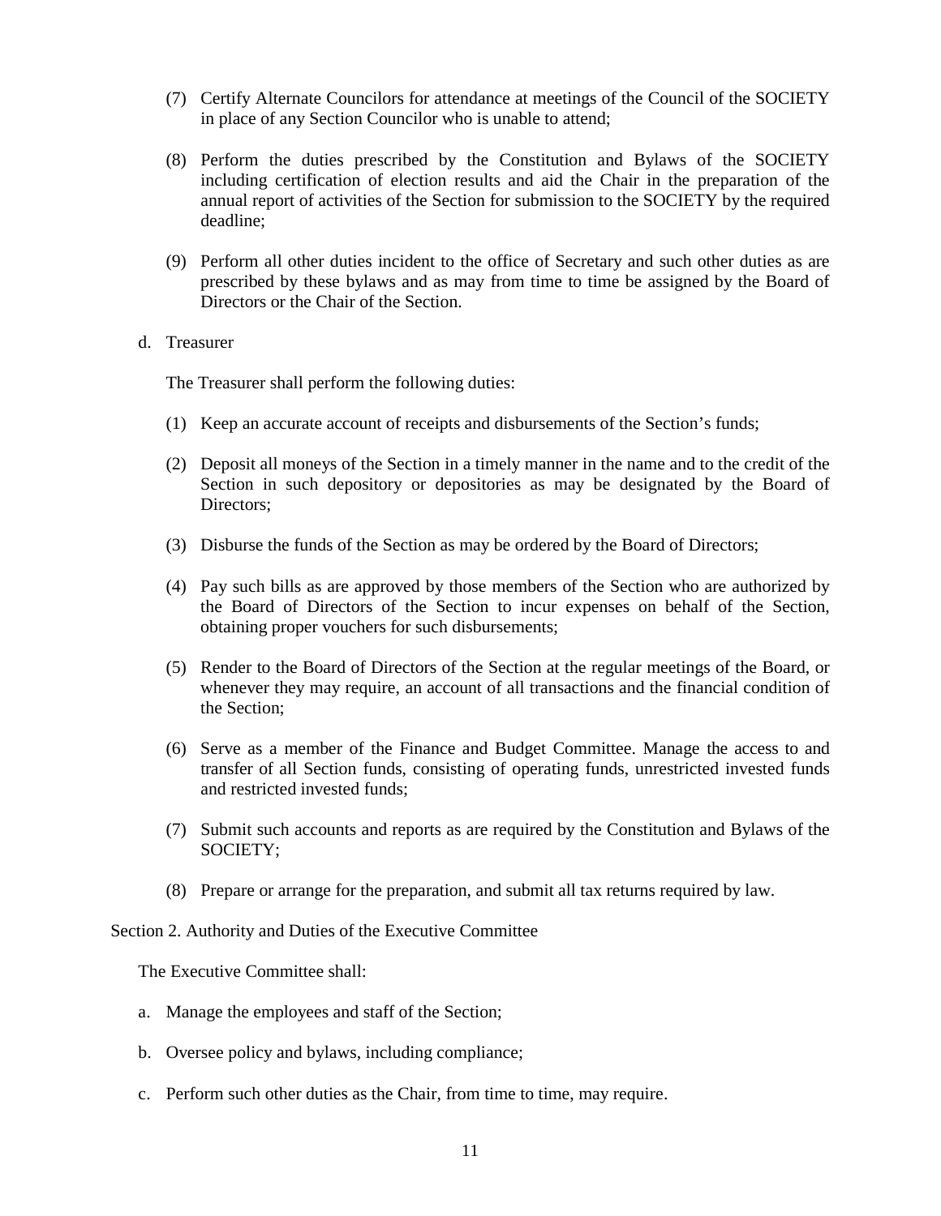(7) Certify Alternate Councilors for attendance at meetings of the Council of the SOCIETY in place of any Section Councilor who is unable to attend;

(8) Perform the duties prescribed by the Constitution and Bylaws of the SOCIETY including certification of election results and aid the Chair in the preparation of the annual report of activities of the Section for submission to the SOCIETY by the required deadline;

(9) Perform all other duties incident to the office of Secretary and such other duties as are prescribed by these bylaws and as may from time to time be assigned by the Board of Directors or the Chair of the Section.

d. Treasurer

The Treasurer shall perform the following duties:

(1) Keep an accurate account of receipts and disbursements of the Section's funds;

(2) Deposit all moneys of the Section in a timely manner in the name and to the credit of the Section in such depository or depositories as may be designated by the Board of Directors;

(3) Disburse the funds of the Section as may be ordered by the Board of Directors;

(4) Pay such bills as are approved by those members of the Section who are authorized by the Board of Directors of the Section to incur expenses on behalf of the Section, obtaining proper vouchers for such disbursements;

(5) Render to the Board of Directors of the Section at the regular meetings of the Board, or whenever they may require, an account of all transactions and the financial condition of the Section;

(6) Serve as a member of the Finance and Budget Committee. Manage the access to and transfer of all Section funds, consisting of operating funds, unrestricted invested funds and restricted invested funds;

(7) Submit such accounts and reports as are required by the Constitution and Bylaws of the SOCIETY;

(8) Prepare or arrange for the preparation, and submit all tax returns required by law.

Section 2. Authority and Duties of the Executive Committee

The Executive Committee shall:

a. Manage the employees and staff of the Section;

b. Oversee policy and bylaws, including compliance;

c. Perform such other duties as the Chair, from time to time, may require.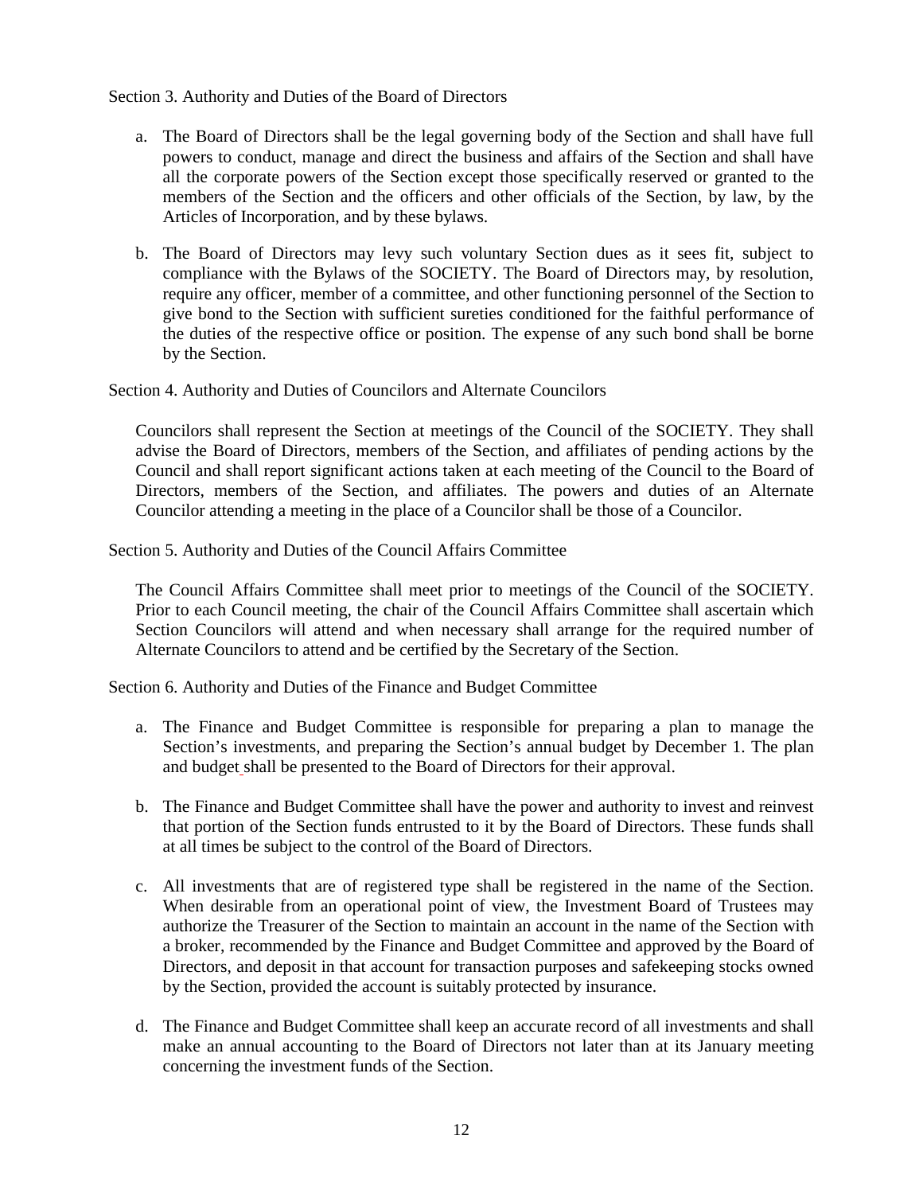Section 3. Authority and Duties of the Board of Directors

a. The Board of Directors shall be the legal governing body of the Section and shall have full powers to conduct, manage and direct the business and affairs of the Section and shall have all the corporate powers of the Section except those specifically reserved or granted to the members of the Section and the officers and other officials of the Section, by law, by the Articles of Incorporation, and by these bylaws.

b. The Board of Directors may levy such voluntary Section dues as it sees fit, subject to compliance with the Bylaws of the SOCIETY. The Board of Directors may, by resolution, require any officer, member of a committee, and other functioning personnel of the Section to give bond to the Section with sufficient sureties conditioned for the faithful performance of the duties of the respective office or position. The expense of any such bond shall be borne by the Section.

Section 4. Authority and Duties of Councilors and Alternate Councilors

Councilors shall represent the Section at meetings of the Council of the SOCIETY. They shall advise the Board of Directors, members of the Section, and affiliates of pending actions by the Council and shall report significant actions taken at each meeting of the Council to the Board of Directors, members of the Section, and affiliates. The powers and duties of an Alternate Councilor attending a meeting in the place of a Councilor shall be those of a Councilor.

Section 5. Authority and Duties of the Council Affairs Committee

The Council Affairs Committee shall meet prior to meetings of the Council of the SOCIETY. Prior to each Council meeting, the chair of the Council Affairs Committee shall ascertain which Section Councilors will attend and when necessary shall arrange for the required number of Alternate Councilors to attend and be certified by the Secretary of the Section.

Section 6. Authority and Duties of the Finance and Budget Committee

a. The Finance and Budget Committee is responsible for preparing a plan to manage the Section's investments, and preparing the Section's annual budget by December 1. The plan and budget shall be presented to the Board of Directors for their approval.

b. The Finance and Budget Committee shall have the power and authority to invest and reinvest that portion of the Section funds entrusted to it by the Board of Directors. These funds shall at all times be subject to the control of the Board of Directors.

c. All investments that are of registered type shall be registered in the name of the Section. When desirable from an operational point of view, the Investment Board of Trustees may authorize the Treasurer of the Section to maintain an account in the name of the Section with a broker, recommended by the Finance and Budget Committee and approved by the Board of Directors, and deposit in that account for transaction purposes and safekeeping stocks owned by the Section, provided the account is suitably protected by insurance.

d. The Finance and Budget Committee shall keep an accurate record of all investments and shall make an annual accounting to the Board of Directors not later than at its January meeting concerning the investment funds of the Section.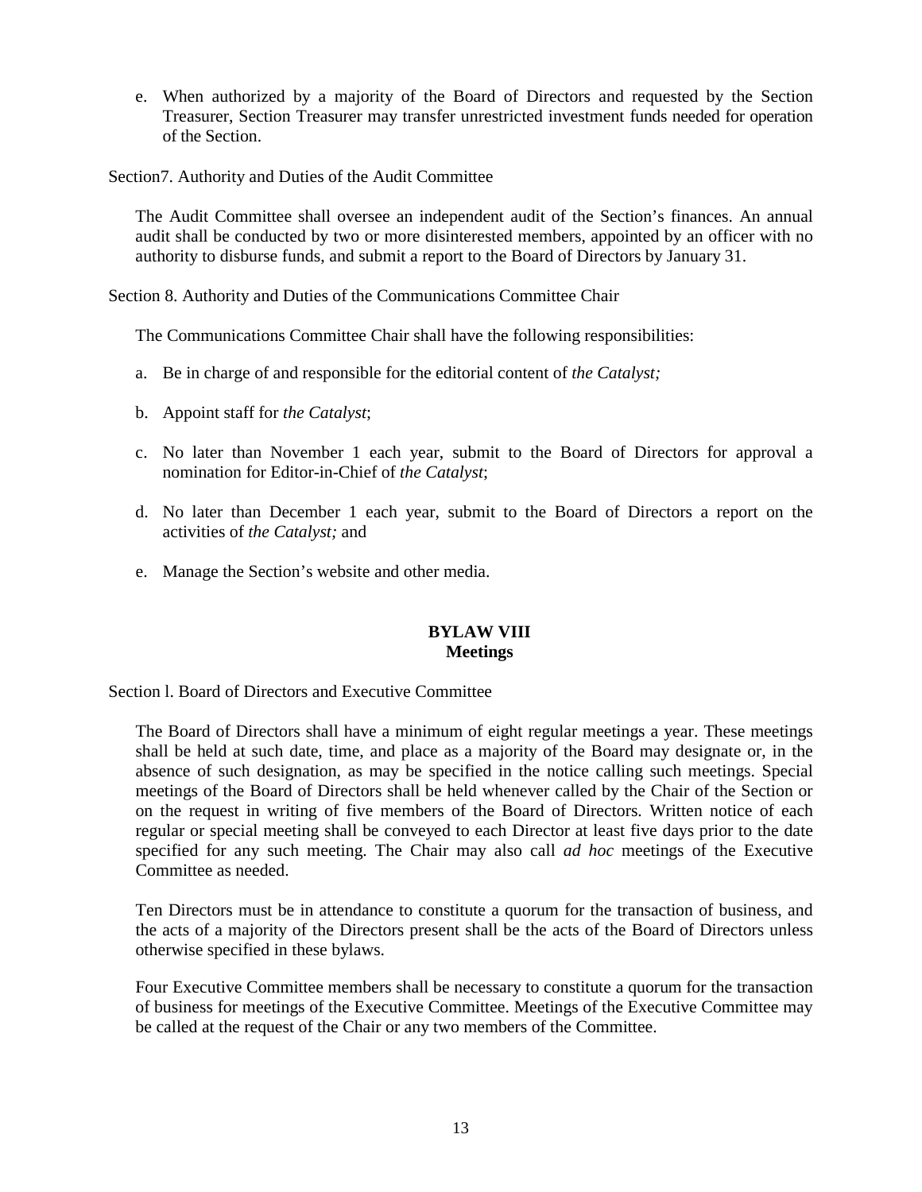e. When authorized by a majority of the Board of Directors and requested by the Section Treasurer, Section Treasurer may transfer unrestricted investment funds needed for operation of the Section.

Section7. Authority and Duties of the Audit Committee

The Audit Committee shall oversee an independent audit of the Section's finances. An annual audit shall be conducted by two or more disinterested members, appointed by an officer with no authority to disburse funds, and submit a report to the Board of Directors by January 31.

Section 8. Authority and Duties of the Communications Committee Chair

The Communications Committee Chair shall have the following responsibilities:

a. Be in charge of and responsible for the editorial content of *the Catalyst;*

b. Appoint staff for *the Catalyst*;

c. No later than November 1 each year, submit to the Board of Directors for approval a nomination for Editor-in-Chief of *the Catalyst*;

d. No later than December 1 each year, submit to the Board of Directors a report on the activities of *the Catalyst;* and

e. Manage the Section's website and other media.

## BYLAW VIII
## Meetings

Section l. Board of Directors and Executive Committee

The Board of Directors shall have a minimum of eight regular meetings a year. These meetings shall be held at such date, time, and place as a majority of the Board may designate or, in the absence of such designation, as may be specified in the notice calling such meetings. Special meetings of the Board of Directors shall be held whenever called by the Chair of the Section or on the request in writing of five members of the Board of Directors. Written notice of each regular or special meeting shall be conveyed to each Director at least five days prior to the date specified for any such meeting. The Chair may also call *ad hoc* meetings of the Executive Committee as needed.

Ten Directors must be in attendance to constitute a quorum for the transaction of business, and the acts of a majority of the Directors present shall be the acts of the Board of Directors unless otherwise specified in these bylaws.

Four Executive Committee members shall be necessary to constitute a quorum for the transaction of business for meetings of the Executive Committee. Meetings of the Executive Committee may be called at the request of the Chair or any two members of the Committee.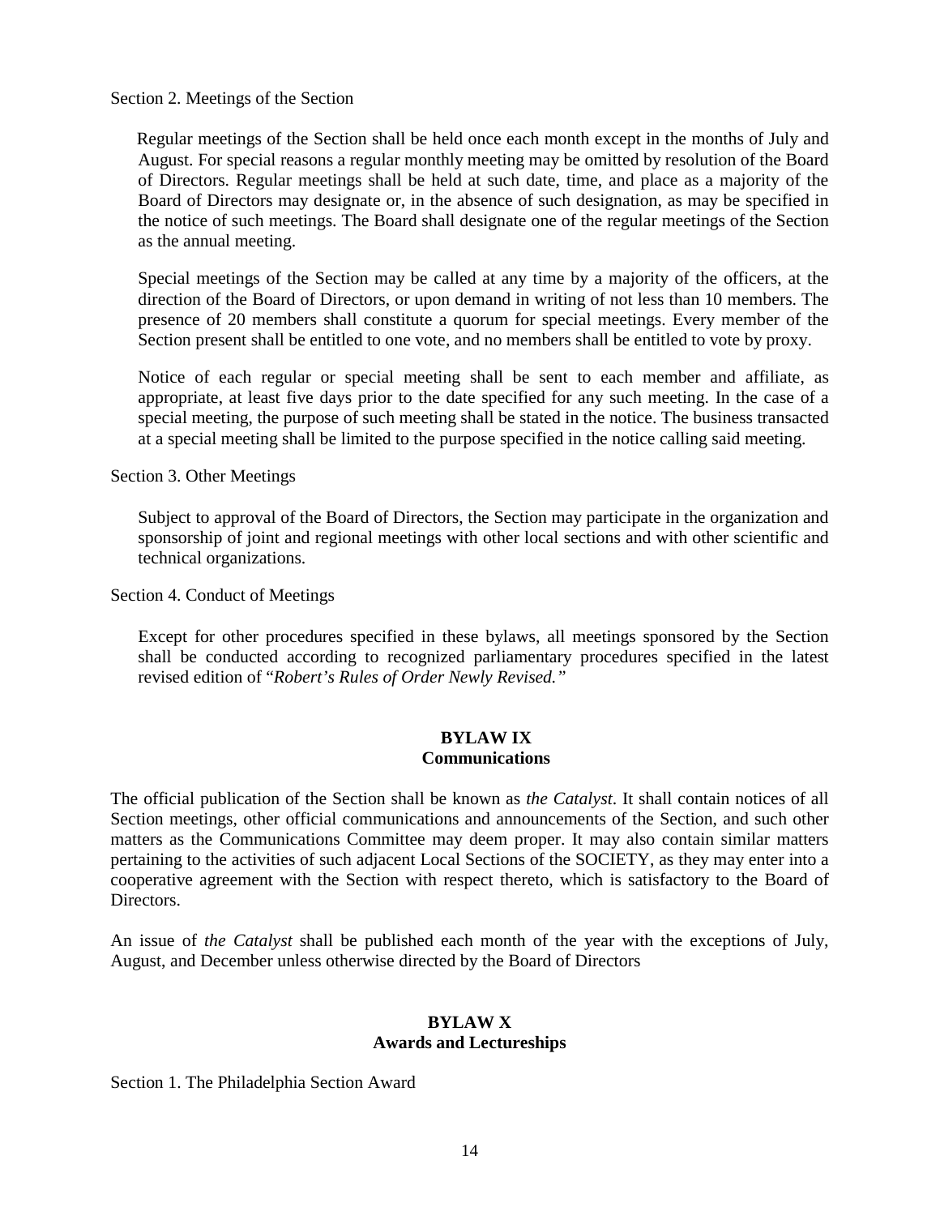Section 2. Meetings of the Section

Regular meetings of the Section shall be held once each month except in the months of July and August. For special reasons a regular monthly meeting may be omitted by resolution of the Board of Directors. Regular meetings shall be held at such date, time, and place as a majority of the Board of Directors may designate or, in the absence of such designation, as may be specified in the notice of such meetings. The Board shall designate one of the regular meetings of the Section as the annual meeting.

Special meetings of the Section may be called at any time by a majority of the officers, at the direction of the Board of Directors, or upon demand in writing of not less than 10 members. The presence of 20 members shall constitute a quorum for special meetings. Every member of the Section present shall be entitled to one vote, and no members shall be entitled to vote by proxy.

Notice of each regular or special meeting shall be sent to each member and affiliate, as appropriate, at least five days prior to the date specified for any such meeting. In the case of a special meeting, the purpose of such meeting shall be stated in the notice. The business transacted at a special meeting shall be limited to the purpose specified in the notice calling said meeting.

Section 3. Other Meetings

Subject to approval of the Board of Directors, the Section may participate in the organization and sponsorship of joint and regional meetings with other local sections and with other scientific and technical organizations.

Section 4. Conduct of Meetings

Except for other procedures specified in these bylaws, all meetings sponsored by the Section shall be conducted according to recognized parliamentary procedures specified in the latest revised edition of "*Robert's Rules of Order Newly Revised.*"

## BYLAW IX
## Communications

The official publication of the Section shall be known as *the Catalyst*. It shall contain notices of all Section meetings, other official communications and announcements of the Section, and such other matters as the Communications Committee may deem proper. It may also contain similar matters pertaining to the activities of such adjacent Local Sections of the SOCIETY, as they may enter into a cooperative agreement with the Section with respect thereto, which is satisfactory to the Board of Directors.

An issue of *the Catalyst* shall be published each month of the year with the exceptions of July, August, and December unless otherwise directed by the Board of Directors

## BYLAW X
## Awards and Lectureships

Section 1. The Philadelphia Section Award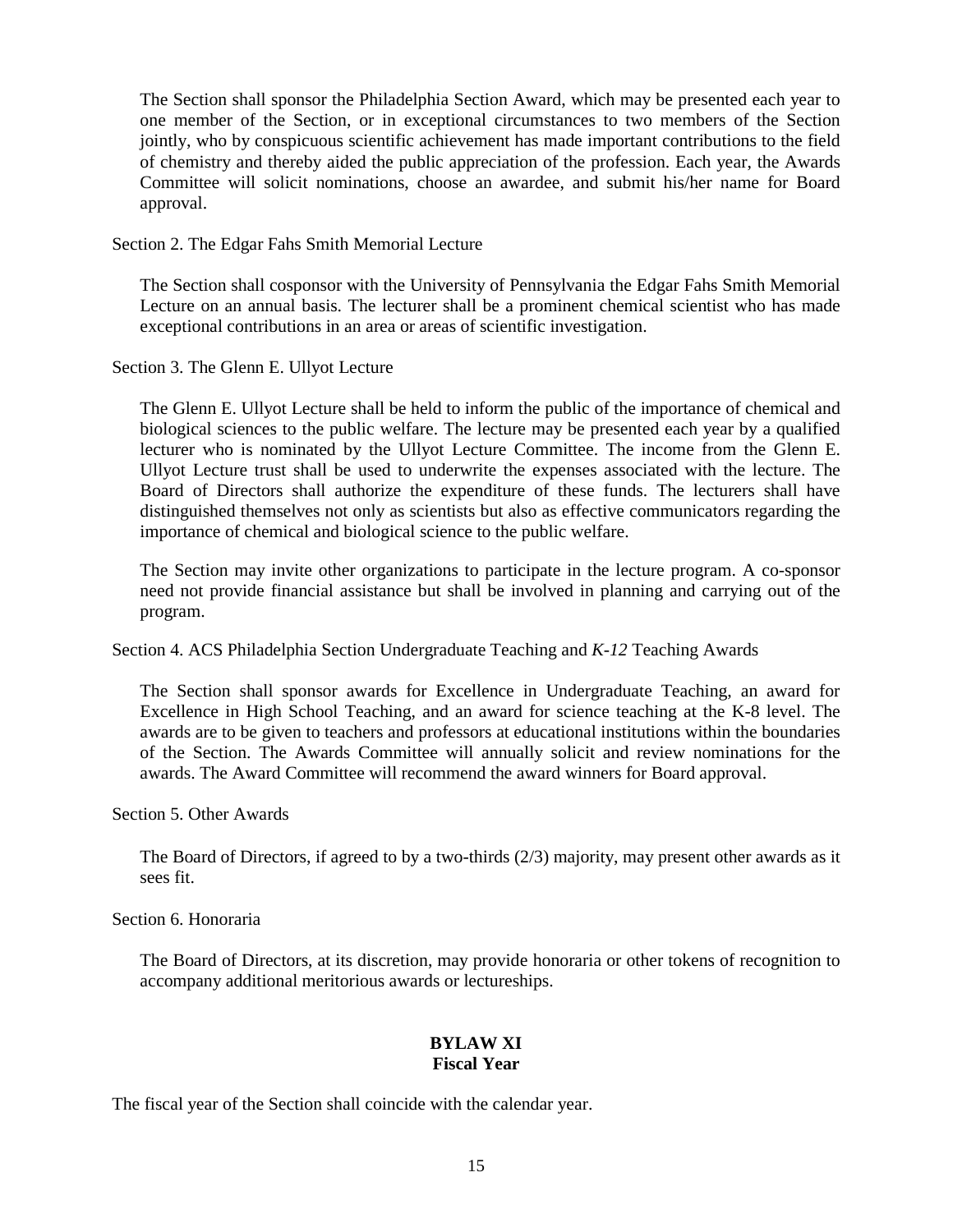The Section shall sponsor the Philadelphia Section Award, which may be presented each year to one member of the Section, or in exceptional circumstances to two members of the Section jointly, who by conspicuous scientific achievement has made important contributions to the field of chemistry and thereby aided the public appreciation of the profession. Each year, the Awards Committee will solicit nominations, choose an awardee, and submit his/her name for Board approval.

Section 2. The Edgar Fahs Smith Memorial Lecture

The Section shall cosponsor with the University of Pennsylvania the Edgar Fahs Smith Memorial Lecture on an annual basis. The lecturer shall be a prominent chemical scientist who has made exceptional contributions in an area or areas of scientific investigation.

Section 3. The Glenn E. Ullyot Lecture

The Glenn E. Ullyot Lecture shall be held to inform the public of the importance of chemical and biological sciences to the public welfare. The lecture may be presented each year by a qualified lecturer who is nominated by the Ullyot Lecture Committee. The income from the Glenn E. Ullyot Lecture trust shall be used to underwrite the expenses associated with the lecture. The Board of Directors shall authorize the expenditure of these funds. The lecturers shall have distinguished themselves not only as scientists but also as effective communicators regarding the importance of chemical and biological science to the public welfare.

The Section may invite other organizations to participate in the lecture program. A co-sponsor need not provide financial assistance but shall be involved in planning and carrying out of the program.

Section 4. ACS Philadelphia Section Undergraduate Teaching and *K-12* Teaching Awards

The Section shall sponsor awards for Excellence in Undergraduate Teaching, an award for Excellence in High School Teaching, and an award for science teaching at the K-8 level. The awards are to be given to teachers and professors at educational institutions within the boundaries of the Section. The Awards Committee will annually solicit and review nominations for the awards. The Award Committee will recommend the award winners for Board approval.

Section 5. Other Awards

The Board of Directors, if agreed to by a two-thirds (2/3) majority, may present other awards as it sees fit.

Section 6. Honoraria

The Board of Directors, at its discretion, may provide honoraria or other tokens of recognition to accompany additional meritorious awards or lectureships.

## BYLAW XI
## Fiscal Year

The fiscal year of the Section shall coincide with the calendar year.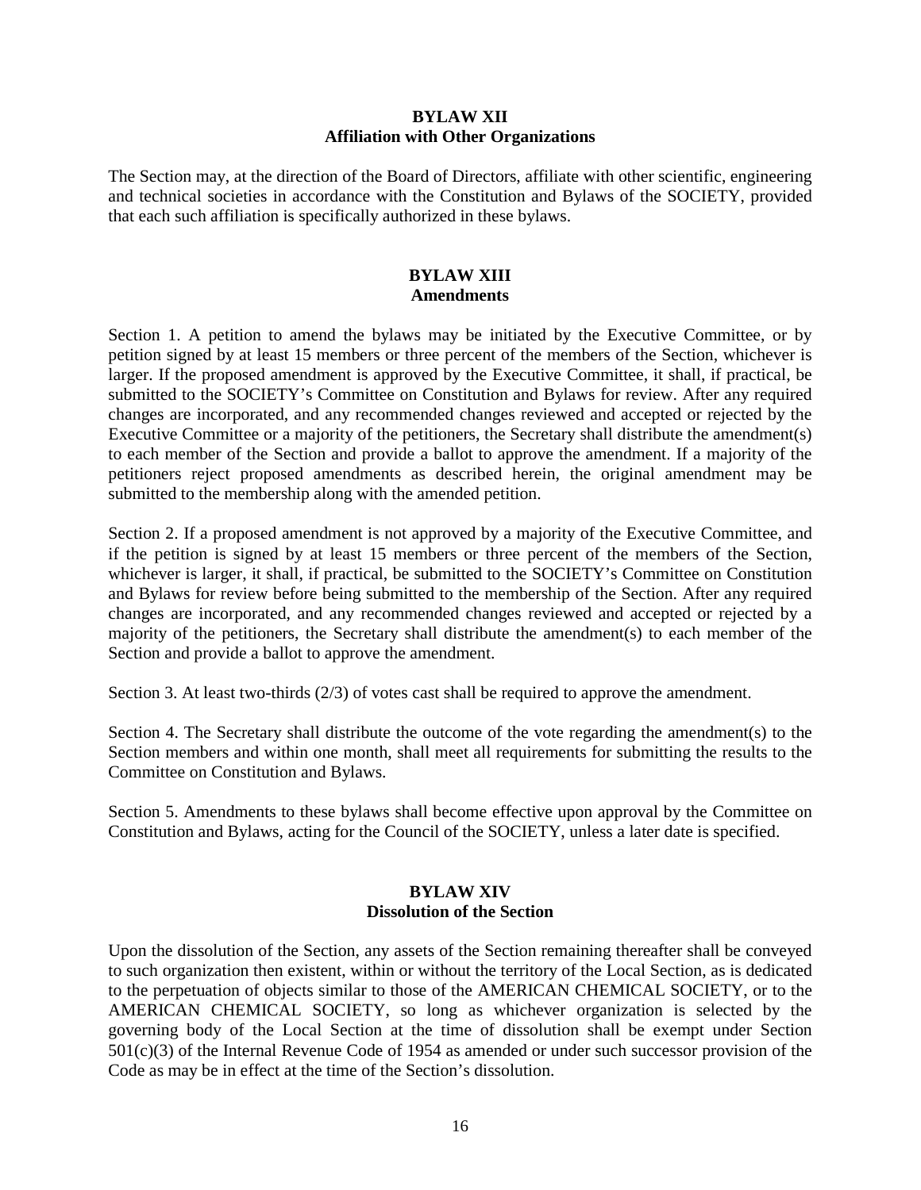## BYLAW XII
## Affiliation with Other Organizations

The Section may, at the direction of the Board of Directors, affiliate with other scientific, engineering and technical societies in accordance with the Constitution and Bylaws of the SOCIETY, provided that each such affiliation is specifically authorized in these bylaws.

## BYLAW XIII
## Amendments

Section 1. A petition to amend the bylaws may be initiated by the Executive Committee, or by petition signed by at least 15 members or three percent of the members of the Section, whichever is larger. If the proposed amendment is approved by the Executive Committee, it shall, if practical, be submitted to the SOCIETY's Committee on Constitution and Bylaws for review. After any required changes are incorporated, and any recommended changes reviewed and accepted or rejected by the Executive Committee or a majority of the petitioners, the Secretary shall distribute the amendment(s) to each member of the Section and provide a ballot to approve the amendment. If a majority of the petitioners reject proposed amendments as described herein, the original amendment may be submitted to the membership along with the amended petition.

Section 2. If a proposed amendment is not approved by a majority of the Executive Committee, and if the petition is signed by at least 15 members or three percent of the members of the Section, whichever is larger, it shall, if practical, be submitted to the SOCIETY's Committee on Constitution and Bylaws for review before being submitted to the membership of the Section. After any required changes are incorporated, and any recommended changes reviewed and accepted or rejected by a majority of the petitioners, the Secretary shall distribute the amendment(s) to each member of the Section and provide a ballot to approve the amendment.

Section 3. At least two-thirds (2/3) of votes cast shall be required to approve the amendment.

Section 4. The Secretary shall distribute the outcome of the vote regarding the amendment(s) to the Section members and within one month, shall meet all requirements for submitting the results to the Committee on Constitution and Bylaws.

Section 5. Amendments to these bylaws shall become effective upon approval by the Committee on Constitution and Bylaws, acting for the Council of the SOCIETY, unless a later date is specified.

## BYLAW XIV
## Dissolution of the Section

Upon the dissolution of the Section, any assets of the Section remaining thereafter shall be conveyed to such organization then existent, within or without the territory of the Local Section, as is dedicated to the perpetuation of objects similar to those of the AMERICAN CHEMICAL SOCIETY, or to the AMERICAN CHEMICAL SOCIETY, so long as whichever organization is selected by the governing body of the Local Section at the time of dissolution shall be exempt under Section 501(c)(3) of the Internal Revenue Code of 1954 as amended or under such successor provision of the Code as may be in effect at the time of the Section's dissolution.